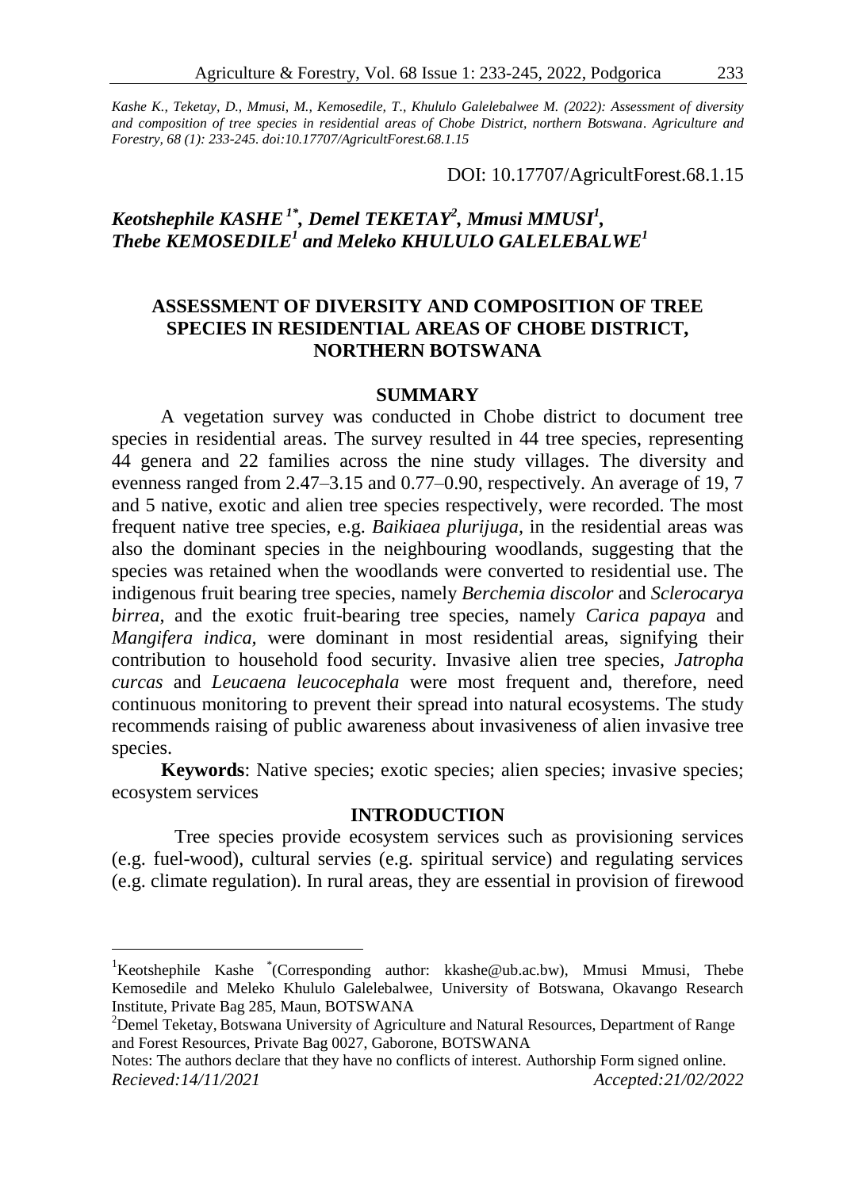*Kashe K., Teketay, D., Mmusi, M., Kemosedile, T., Khululo Galelebalwee M. (2022): Assessment of diversity and composition of tree species in residential areas of Chobe District, northern Botswana. Agriculture and Forestry, 68 (1): 233-245. doi:10.17707/AgricultForest.68.1.15*

DOI: 10.17707/AgricultForest.68.1.15

***Keotshephile KASHE*[1*], *Demel TEKETAY*[2], *Mmusi MMUSI*[1], *Thebe KEMOSEDILE*[1] and *Meleko KHULULO GALELEBALWE*[1]**

# ASSESSMENT OF DIVERSITY AND COMPOSITION OF TREE SPECIES IN RESIDENTIAL AREAS OF CHOBE DISTRICT, NORTHERN BOTSWANA

## SUMMARY

A vegetation survey was conducted in Chobe district to document tree species in residential areas. The survey resulted in 44 tree species, representing 44 genera and 22 families across the nine study villages. The diversity and evenness ranged from 2.47–3.15 and 0.77–0.90, respectively. An average of 19, 7 and 5 native, exotic and alien tree species respectively, were recorded. The most frequent native tree species, e.g. *Baikiaea plurijuga*, in the residential areas was also the dominant species in the neighbouring woodlands, suggesting that the species was retained when the woodlands were converted to residential use. The indigenous fruit bearing tree species, namely *Berchemia discolor* and *Sclerocarya birrea*, and the exotic fruit-bearing tree species, namely *Carica papaya* and *Mangifera indica*, were dominant in most residential areas, signifying their contribution to household food security. Invasive alien tree species, *Jatropha curcas* and *Leucaena leucocephala* were most frequent and, therefore, need continuous monitoring to prevent their spread into natural ecosystems. The study recommends raising of public awareness about invasiveness of alien invasive tree species.

**Keywords**: Native species; exotic species; alien species; invasive species; ecosystem services

## INTRODUCTION

Tree species provide ecosystem services such as provisioning services (e.g. fuel-wood), cultural servies (e.g. spiritual service) and regulating services (e.g. climate regulation). In rural areas, they are essential in provision of firewood

---

[1]Keotshephile Kashe *(Corresponding author: kkashe@ub.ac.bw), Mmusi Mmusi, Thebe Kemosedile and Meleko Khululo Galelebalwee, University of Botswana, Okavango Research Institute, Private Bag 285, Maun, BOTSWANA

[2]Demel Teketay, Botswana University of Agriculture and Natural Resources, Department of Range and Forest Resources, Private Bag 0027, Gaborone, BOTSWANA

Notes: The authors declare that they have no conflicts of interest. Authorship Form signed online.

*Recieved:14/11/2021* *Accepted:21/02/2022*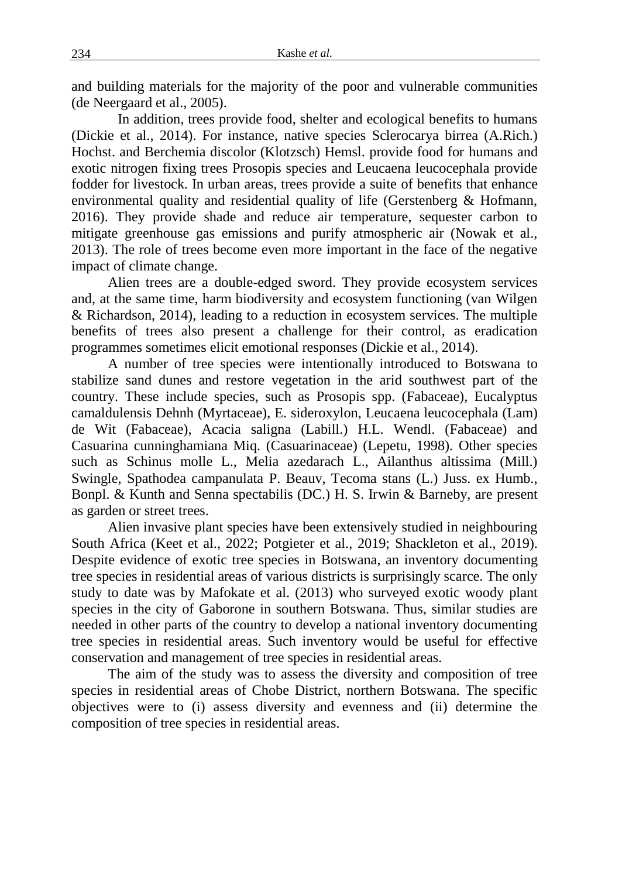and building materials for the majority of the poor and vulnerable communities (de Neergaard et al., 2005).

In addition, trees provide food, shelter and ecological benefits to humans (Dickie et al., 2014). For instance, native species Sclerocarya birrea (A.Rich.) Hochst. and Berchemia discolor (Klotzsch) Hemsl. provide food for humans and exotic nitrogen fixing trees Prosopis species and Leucaena leucocephala provide fodder for livestock. In urban areas, trees provide a suite of benefits that enhance environmental quality and residential quality of life (Gerstenberg & Hofmann, 2016). They provide shade and reduce air temperature, sequester carbon to mitigate greenhouse gas emissions and purify atmospheric air (Nowak et al., 2013). The role of trees become even more important in the face of the negative impact of climate change.

Alien trees are a double-edged sword. They provide ecosystem services and, at the same time, harm biodiversity and ecosystem functioning (van Wilgen & Richardson, 2014), leading to a reduction in ecosystem services. The multiple benefits of trees also present a challenge for their control, as eradication programmes sometimes elicit emotional responses (Dickie et al., 2014).

A number of tree species were intentionally introduced to Botswana to stabilize sand dunes and restore vegetation in the arid southwest part of the country. These include species, such as Prosopis spp. (Fabaceae), Eucalyptus camaldulensis Dehnh (Myrtaceae), E. sideroxylon, Leucaena leucocephala (Lam) de Wit (Fabaceae), Acacia saligna (Labill.) H.L. Wendl. (Fabaceae) and Casuarina cunninghamiana Miq. (Casuarinaceae) (Lepetu, 1998). Other species such as Schinus molle L., Melia azedarach L., Ailanthus altissima (Mill.) Swingle, Spathodea campanulata P. Beauv, Tecoma stans (L.) Juss. ex Humb., Bonpl. & Kunth and Senna spectabilis (DC.) H. S. Irwin & Barneby, are present as garden or street trees.

Alien invasive plant species have been extensively studied in neighbouring South Africa (Keet et al., 2022; Potgieter et al., 2019; Shackleton et al., 2019). Despite evidence of exotic tree species in Botswana, an inventory documenting tree species in residential areas of various districts is surprisingly scarce. The only study to date was by Mafokate et al. (2013) who surveyed exotic woody plant species in the city of Gaborone in southern Botswana. Thus, similar studies are needed in other parts of the country to develop a national inventory documenting tree species in residential areas. Such inventory would be useful for effective conservation and management of tree species in residential areas.

The aim of the study was to assess the diversity and composition of tree species in residential areas of Chobe District, northern Botswana. The specific objectives were to (i) assess diversity and evenness and (ii) determine the composition of tree species in residential areas.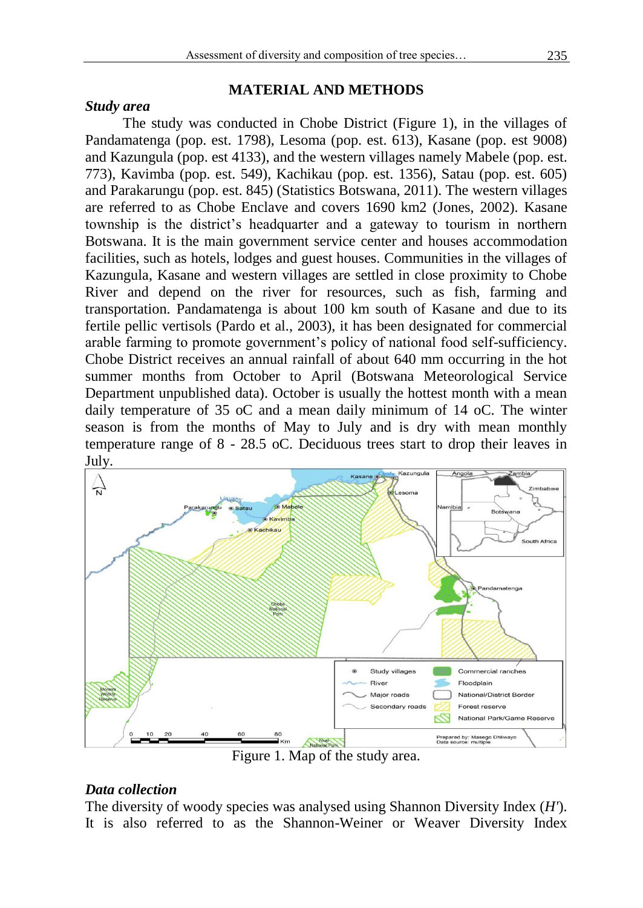## MATERIAL AND METHODS

### *Study area*

The study was conducted in Chobe District (Figure 1), in the villages of Pandamatenga (pop. est. 1798), Lesoma (pop. est. 613), Kasane (pop. est 9008) and Kazungula (pop. est 4133), and the western villages namely Mabele (pop. est. 773), Kavimba (pop. est. 549), Kachikau (pop. est. 1356), Satau (pop. est. 605) and Parakarungu (pop. est. 845) (Statistics Botswana, 2011). The western villages are referred to as Chobe Enclave and covers 1690 km2 (Jones, 2002). Kasane township is the district's headquarter and a gateway to tourism in northern Botswana. It is the main government service center and houses accommodation facilities, such as hotels, lodges and guest houses. Communities in the villages of Kazungula, Kasane and western villages are settled in close proximity to Chobe River and depend on the river for resources, such as fish, farming and transportation. Pandamatenga is about 100 km south of Kasane and due to its fertile pellic vertisols (Pardo et al., 2003), it has been designated for commercial arable farming to promote government's policy of national food self-sufficiency. Chobe District receives an annual rainfall of about 640 mm occurring in the hot summer months from October to April (Botswana Meteorological Service Department unpublished data). October is usually the hottest month with a mean daily temperature of 35 oC and a mean daily minimum of 14 oC. The winter season is from the months of May to July and is dry with mean monthly temperature range of 8 - 28.5 oC. Deciduous trees start to drop their leaves in July.

Figure 1. Map of the study area.

### *Data collection*

The diversity of woody species was analysed using Shannon Diversity Index (*H'*). It is also referred to as the Shannon-Weiner or Weaver Diversity Index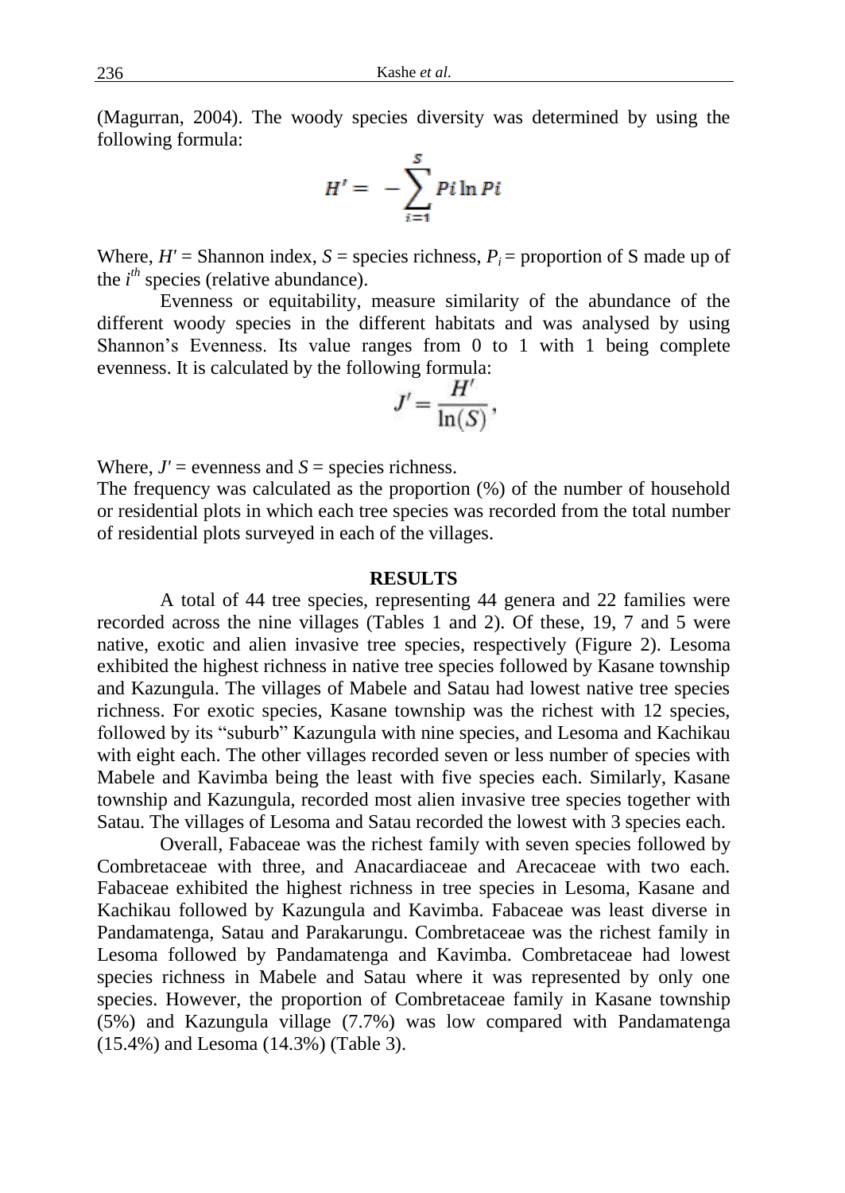(Magurran, 2004). The woody species diversity was determined by using the following formula:

$$H' = -\sum_{i=1}^{S} Pi \ln Pi$$

Where, $H'$ = Shannon index, $S$ = species richness, $P_i$ = proportion of S made up of the $i^{th}$ species (relative abundance).

Evenness or equitability, measure similarity of the abundance of the different woody species in the different habitats and was analysed by using Shannon's Evenness. Its value ranges from 0 to 1 with 1 being complete evenness. It is calculated by the following formula:

$$J' = \frac{H'}{\ln(S)},$$

Where, $J'$ = evenness and $S$ = species richness.

The frequency was calculated as the proportion (%) of the number of household or residential plots in which each tree species was recorded from the total number of residential plots surveyed in each of the villages.

## RESULTS

A total of 44 tree species, representing 44 genera and 22 families were recorded across the nine villages (Tables 1 and 2). Of these, 19, 7 and 5 were native, exotic and alien invasive tree species, respectively (Figure 2). Lesoma exhibited the highest richness in native tree species followed by Kasane township and Kazungula. The villages of Mabele and Satau had lowest native tree species richness. For exotic species, Kasane township was the richest with 12 species, followed by its "suburb" Kazungula with nine species, and Lesoma and Kachikau with eight each. The other villages recorded seven or less number of species with Mabele and Kavimba being the least with five species each. Similarly, Kasane township and Kazungula, recorded most alien invasive tree species together with Satau. The villages of Lesoma and Satau recorded the lowest with 3 species each.

Overall, Fabaceae was the richest family with seven species followed by Combretaceae with three, and Anacardiaceae and Arecaceae with two each. Fabaceae exhibited the highest richness in tree species in Lesoma, Kasane and Kachikau followed by Kazungula and Kavimba. Fabaceae was least diverse in Pandamatenga, Satau and Parakarungu. Combretaceae was the richest family in Lesoma followed by Pandamatenga and Kavimba. Combretaceae had lowest species richness in Mabele and Satau where it was represented by only one species. However, the proportion of Combretaceae family in Kasane township (5%) and Kazungula village (7.7%) was low compared with Pandamatenga (15.4%) and Lesoma (14.3%) (Table 3).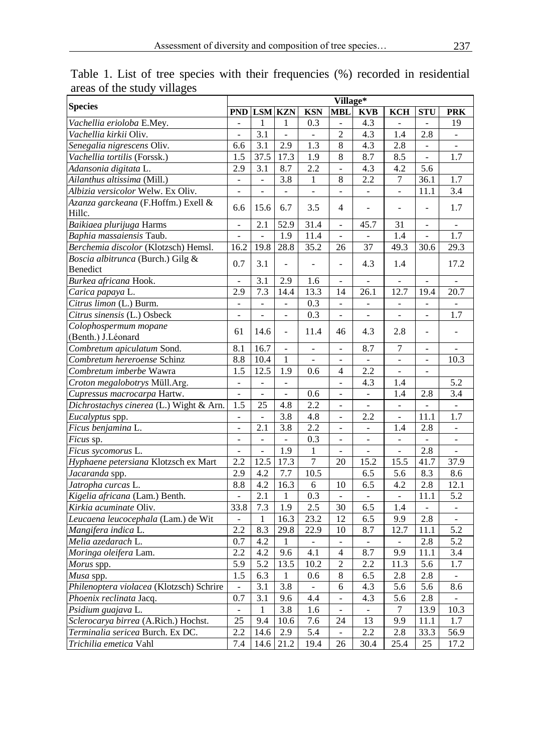Table 1. List of tree species with their frequencies (%) recorded in residential areas of the study villages

| Species | Village* | | | | | | | | |
|---|---|---|---|---|---|---|---|---|---|
| | PND | LSM | KZN | KSN | MBL | KVB | KCH | STU | PRK |
| *Vachellia erioloba* E.Mey. | - | 1 | 1 | 0.3 | - | 4.3 | - | - | 19 |
| *Vachellia kirkii* Oliv. | - | 3.1 | - | - | 2 | 4.3 | 1.4 | 2.8 | - |
| *Senegalia nigrescens* Oliv. | 6.6 | 3.1 | 2.9 | 1.3 | 8 | 4.3 | 2.8 | - | - |
| *Vachellia tortilis* (Forssk.) | 1.5 | 37.5 | 17.3 | 1.9 | 8 | 8.7 | 8.5 | - | 1.7 |
| *Adansonia digitata* L. | 2.9 | 3.1 | 8.7 | 2.2 | - | 4.3 | 4.2 | 5.6 | |
| *Ailanthus altissima* (Mill.) | - | - | 3.8 | 1 | 8 | 2.2 | 7 | 36.1 | 1.7 |
| *Albizia versicolor* Welw. Ex Oliv. | - | - | - | - | - | - | - | 11.1 | 3.4 |
| *Azanza garckeana* (F.Hoffm.) Exell & Hillc. | 6.6 | 15.6 | 6.7 | 3.5 | 4 | - | - | - | 1.7 |
| *Baikiaea plurijuga* Harms | - | 2.1 | 52.9 | 31.4 | - | 45.7 | 31 | - | - |
| *Baphia massaiensis* Taub. | - | - | 1.9 | 11.4 | - | - | 1.4 | - | 1.7 |
| *Berchemia discolor* (Klotzsch) Hemsl. | 16.2 | 19.8 | 28.8 | 35.2 | 26 | 37 | 49.3 | 30.6 | 29.3 |
| *Boscia albitrunca* (Burch.) Gilg & Benedict | 0.7 | 3.1 | - | - | - | 4.3 | 1.4 | | 17.2 |
| *Burkea africana* Hook. | - | 3.1 | 2.9 | 1.6 | - | - | - | - | - |
| *Carica papaya* L. | 2.9 | 7.3 | 14.4 | 13.3 | 14 | 26.1 | 12.7 | 19.4 | 20.7 |
| *Citrus limon* (L.) Burm. | - | - | - | 0.3 | - | - | - | - | - |
| *Citrus sinensis* (L.) Osbeck | - | - | - | 0.3 | - | - | - | - | 1.7 |
| *Colophospermum mopane* (Benth.) J.Léonard | 61 | 14.6 | - | 11.4 | 46 | 4.3 | 2.8 | - | - |
| *Combretum apiculatum* Sond. | 8.1 | 16.7 | - | - | - | 8.7 | 7 | - | - |
| *Combretum hereroense* Schinz | 8.8 | 10.4 | 1 | - | - | - | - | - | 10.3 |
| *Combretum imberbe* Wawra | 1.5 | 12.5 | 1.9 | 0.6 | 4 | 2.2 | - | - | |
| *Croton megalobotrys* Müll.Arg. | - | - | - | | - | 4.3 | 1.4 | | 5.2 |
| *Cupressus macrocarpa* Hartw. | - | - | - | 0.6 | - | - | 1.4 | 2.8 | 3.4 |
| *Dichrostachys cinerea* (L.) Wight & Arn. | 1.5 | 25 | 4.8 | 2.2 | - | - | - | - | - |
| *Eucalyptus* spp. | - | - | 3.8 | 4.8 | - | 2.2 | - | 11.1 | 1.7 |
| *Ficus benjamina* L. | - | 2.1 | 3.8 | 2.2 | - | - | 1.4 | 2.8 | - |
| *Ficus* sp. | - | - | - | 0.3 | - | - | - | - | - |
| *Ficus sycomorus* L. | - | - | 1.9 | 1 | - | - | - | 2.8 | - |
| *Hyphaene petersiana* Klotzsch ex Mart | 2.2 | 12.5 | 17.3 | 7 | 20 | 15.2 | 15.5 | 41.7 | 37.9 |
| *Jacaranda* spp. | 2.9 | 4.2 | 7.7 | 10.5 | | 6.5 | 5.6 | 8.3 | 8.6 |
| *Jatropha curcas* L. | 8.8 | 4.2 | 16.3 | 6 | 10 | 6.5 | 4.2 | 2.8 | 12.1 |
| *Kigelia africana* (Lam.) Benth. | - | 2.1 | 1 | 0.3 | - | - | - | 11.1 | 5.2 |
| *Kirkia acuminate* Oliv. | 33.8 | 7.3 | 1.9 | 2.5 | 30 | 6.5 | 1.4 | - | - |
| *Leucaena leucocephala* (Lam.) de Wit | - | 1 | 16.3 | 23.2 | 12 | 6.5 | 9.9 | 2.8 | - |
| *Mangifera indica* L. | 2.2 | 8.3 | 29.8 | 22.9 | 10 | 8.7 | 12.7 | 11.1 | 5.2 |
| *Melia azedarach* L. | 0.7 | 4.2 | 1 | - | - | - | - | 2.8 | 5.2 |
| *Moringa oleifera* Lam. | 2.2 | 4.2 | 9.6 | 4.1 | 4 | 8.7 | 9.9 | 11.1 | 3.4 |
| *Morus* spp. | 5.9 | 5.2 | 13.5 | 10.2 | 2 | 2.2 | 11.3 | 5.6 | 1.7 |
| *Musa* spp. | 1.5 | 6.3 | 1 | 0.6 | 8 | 6.5 | 2.8 | 2.8 | - |
| *Philenoptera violacea* (Klotzsch) Schrire | - | 3.1 | 3.8 | - | 6 | 4.3 | 5.6 | 5.6 | 8.6 |
| *Phoenix reclinata* Jacq. | 0.7 | 3.1 | 9.6 | 4.4 | - | 4.3 | 5.6 | 2.8 | - |
| *Psidium guajava* L. | - | 1 | 3.8 | 1.6 | - | - | 7 | 13.9 | 10.3 |
| *Sclerocarya birrea* (A.Rich.) Hochst. | 25 | 9.4 | 10.6 | 7.6 | 24 | 13 | 9.9 | 11.1 | 1.7 |
| *Terminalia sericea* Burch. Ex DC. | 2.2 | 14.6 | 2.9 | 5.4 | - | 2.2 | 2.8 | 33.3 | 56.9 |
| *Trichilia emetica* Vahl | 7.4 | 14.6 | 21.2 | 19.4 | 26 | 30.4 | 25.4 | 25 | 17.2 |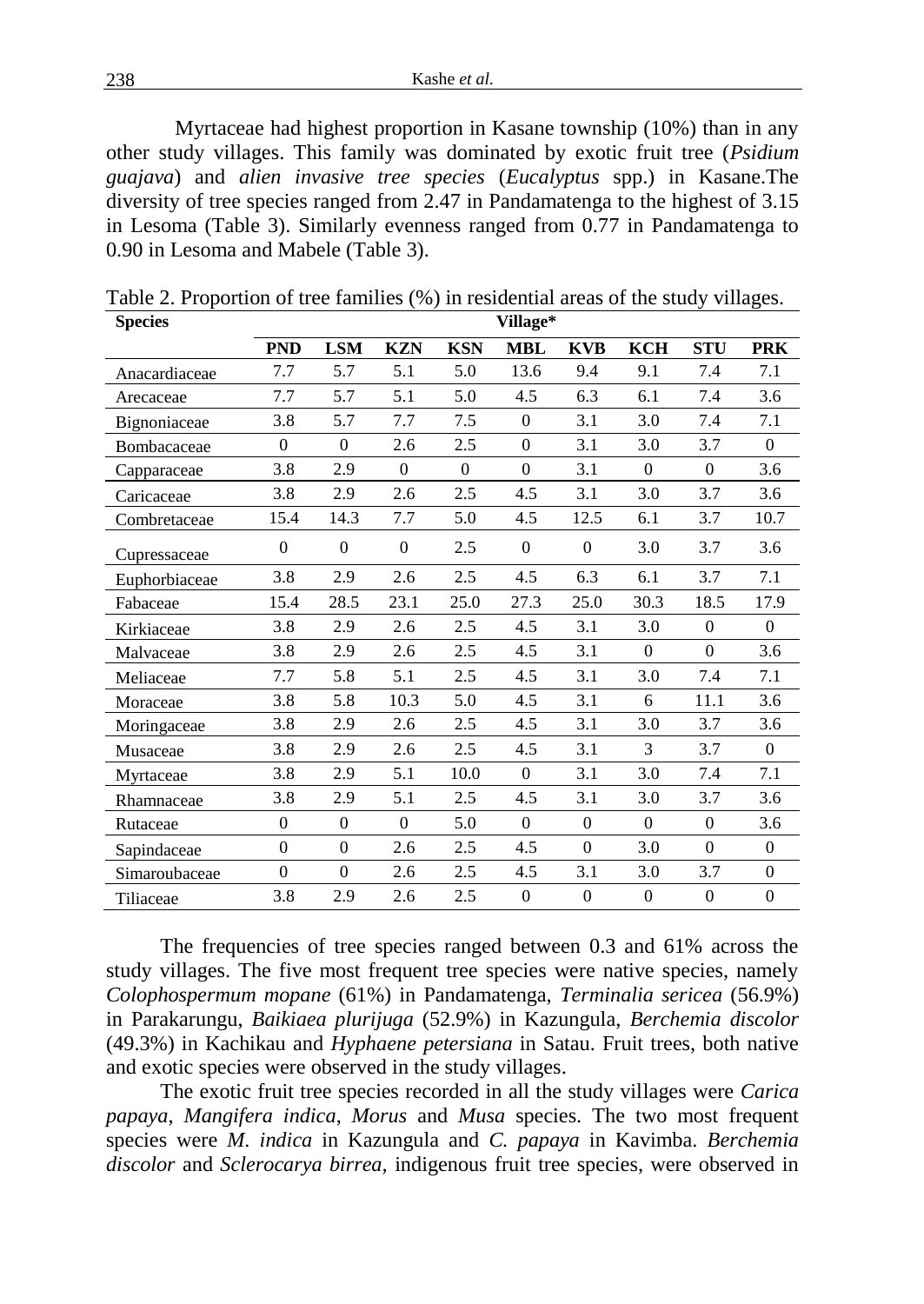Myrtaceae had highest proportion in Kasane township (10%) than in any other study villages. This family was dominated by exotic fruit tree (*Psidium guajava*) and *alien invasive tree species* (*Eucalyptus* spp.) in Kasane.The diversity of tree species ranged from 2.47 in Pandamatenga to the highest of 3.15 in Lesoma (Table 3). Similarly evenness ranged from 0.77 in Pandamatenga to 0.90 in Lesoma and Mabele (Table 3).

Table 2. Proportion of tree families (%) in residential areas of the study villages.

| **Species** | **Village*** | | | | | | | | |
|---|---|---|---|---|---|---|---|---|---|
| | **PND** | **LSM** | **KZN** | **KSN** | **MBL** | **KVB** | **KCH** | **STU** | **PRK** |
| Anacardiaceae | 7.7 | 5.7 | 5.1 | 5.0 | 13.6 | 9.4 | 9.1 | 7.4 | 7.1 |
| Arecaceae | 7.7 | 5.7 | 5.1 | 5.0 | 4.5 | 6.3 | 6.1 | 7.4 | 3.6 |
| Bignoniaceae | 3.8 | 5.7 | 7.7 | 7.5 | 0 | 3.1 | 3.0 | 7.4 | 7.1 |
| Bombacaceae | 0 | 0 | 2.6 | 2.5 | 0 | 3.1 | 3.0 | 3.7 | 0 |
| Capparaceae | 3.8 | 2.9 | 0 | 0 | 0 | 3.1 | 0 | 0 | 3.6 |
| Caricaceae | 3.8 | 2.9 | 2.6 | 2.5 | 4.5 | 3.1 | 3.0 | 3.7 | 3.6 |
| Combretaceae | 15.4 | 14.3 | 7.7 | 5.0 | 4.5 | 12.5 | 6.1 | 3.7 | 10.7 |
| Cupressaceae | 0 | 0 | 0 | 2.5 | 0 | 0 | 3.0 | 3.7 | 3.6 |
| Euphorbiaceae | 3.8 | 2.9 | 2.6 | 2.5 | 4.5 | 6.3 | 6.1 | 3.7 | 7.1 |
| Fabaceae | 15.4 | 28.5 | 23.1 | 25.0 | 27.3 | 25.0 | 30.3 | 18.5 | 17.9 |
| Kirkiaceae | 3.8 | 2.9 | 2.6 | 2.5 | 4.5 | 3.1 | 3.0 | 0 | 0 |
| Malvaceae | 3.8 | 2.9 | 2.6 | 2.5 | 4.5 | 3.1 | 0 | 0 | 3.6 |
| Meliaceae | 7.7 | 5.8 | 5.1 | 2.5 | 4.5 | 3.1 | 3.0 | 7.4 | 7.1 |
| Moraceae | 3.8 | 5.8 | 10.3 | 5.0 | 4.5 | 3.1 | 6 | 11.1 | 3.6 |
| Moringaceae | 3.8 | 2.9 | 2.6 | 2.5 | 4.5 | 3.1 | 3.0 | 3.7 | 3.6 |
| Musaceae | 3.8 | 2.9 | 2.6 | 2.5 | 4.5 | 3.1 | 3 | 3.7 | 0 |
| Myrtaceae | 3.8 | 2.9 | 5.1 | 10.0 | 0 | 3.1 | 3.0 | 7.4 | 7.1 |
| Rhamnaceae | 3.8 | 2.9 | 5.1 | 2.5 | 4.5 | 3.1 | 3.0 | 3.7 | 3.6 |
| Rutaceae | 0 | 0 | 0 | 5.0 | 0 | 0 | 0 | 0 | 3.6 |
| Sapindaceae | 0 | 0 | 2.6 | 2.5 | 4.5 | 0 | 3.0 | 0 | 0 |
| Simaroubaceae | 0 | 0 | 2.6 | 2.5 | 4.5 | 3.1 | 3.0 | 3.7 | 0 |
| Tiliaceae | 3.8 | 2.9 | 2.6 | 2.5 | 0 | 0 | 0 | 0 | 0 |

The frequencies of tree species ranged between 0.3 and 61% across the study villages. The five most frequent tree species were native species, namely *Colophospermum mopane* (61%) in Pandamatenga, *Terminalia sericea* (56.9%) in Parakarungu, *Baikiaea plurijuga* (52.9%) in Kazungula, *Berchemia discolor* (49.3%) in Kachikau and *Hyphaene petersiana* in Satau. Fruit trees, both native and exotic species were observed in the study villages.

The exotic fruit tree species recorded in all the study villages were *Carica papaya*, *Mangifera indica*, *Morus* and *Musa* species. The two most frequent species were *M. indica* in Kazungula and *C. papaya* in Kavimba. *Berchemia discolor* and *Sclerocarya birrea,* indigenous fruit tree species, were observed in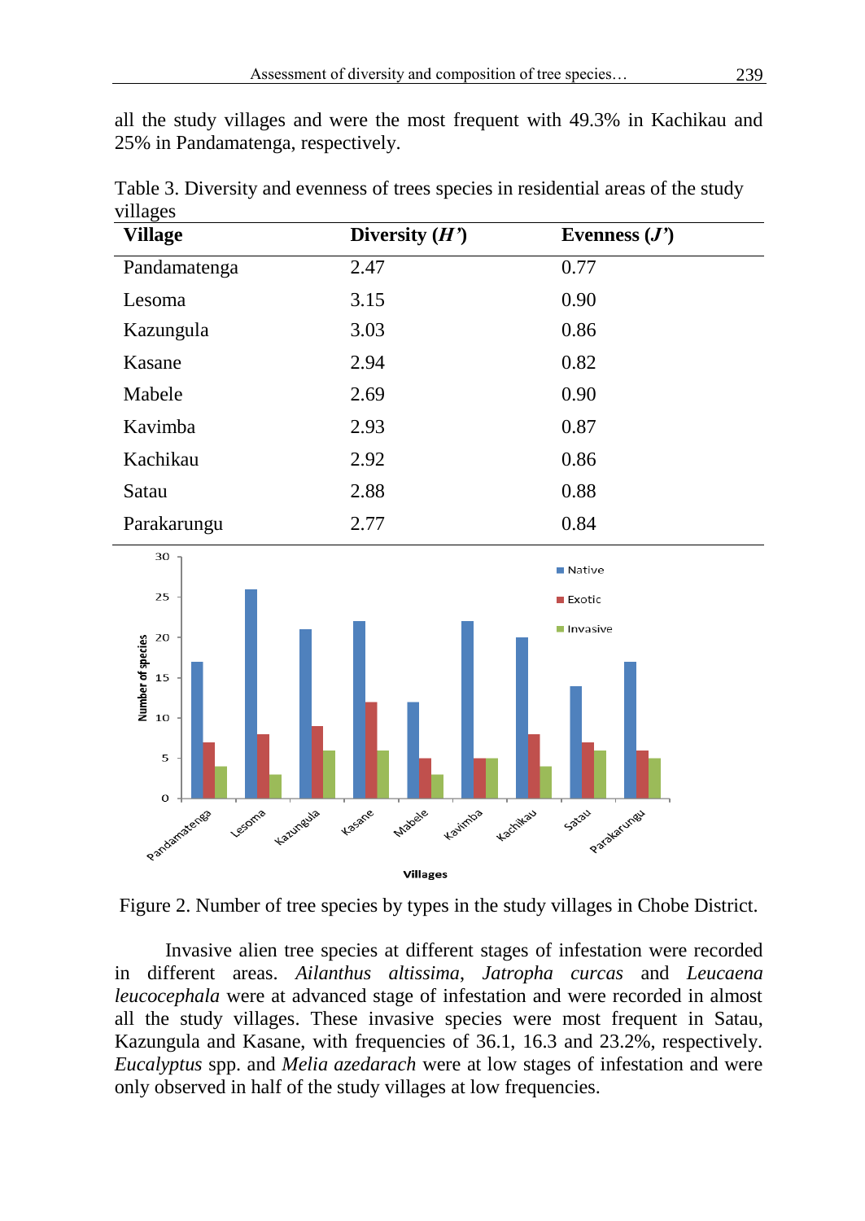all the study villages and were the most frequent with 49.3% in Kachikau and 25% in Pandamatenga, respectively.

Table 3. Diversity and evenness of trees species in residential areas of the study villages

| Village | Diversity (*H'*) | Evenness (*J'*) |
|---|---|---|
| Pandamatenga | 2.47 | 0.77 |
| Lesoma | 3.15 | 0.90 |
| Kazungula | 3.03 | 0.86 |
| Kasane | 2.94 | 0.82 |
| Mabele | 2.69 | 0.90 |
| Kavimba | 2.93 | 0.87 |
| Kachikau | 2.92 | 0.86 |
| Satau | 2.88 | 0.88 |
| Parakarungu | 2.77 | 0.84 |

Figure 2. Number of tree species by types in the study villages in Chobe District.

Invasive alien tree species at different stages of infestation were recorded in different areas. *Ailanthus altissima*, *Jatropha curcas* and *Leucaena leucocephala* were at advanced stage of infestation and were recorded in almost all the study villages. These invasive species were most frequent in Satau, Kazungula and Kasane, with frequencies of 36.1, 16.3 and 23.2%, respectively. *Eucalyptus* spp. and *Melia azedarach* were at low stages of infestation and were only observed in half of the study villages at low frequencies.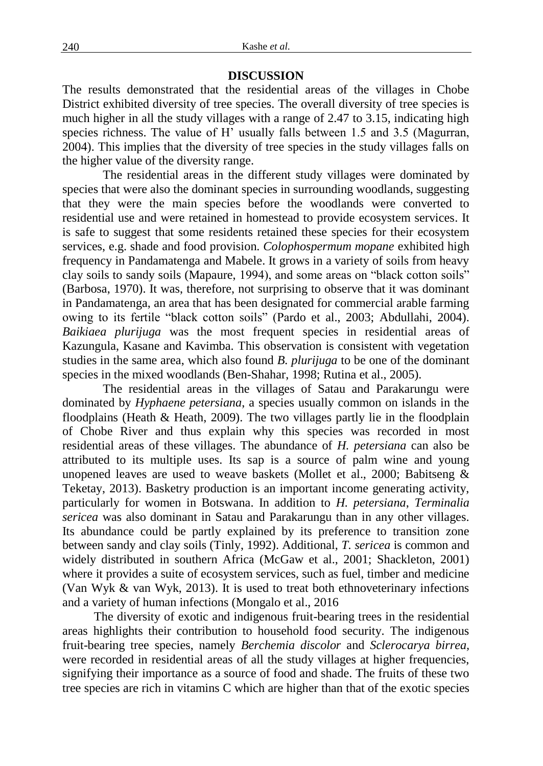## DISCUSSION

The results demonstrated that the residential areas of the villages in Chobe District exhibited diversity of tree species. The overall diversity of tree species is much higher in all the study villages with a range of 2.47 to 3.15, indicating high species richness. The value of H' usually falls between 1.5 and 3.5 (Magurran, 2004). This implies that the diversity of tree species in the study villages falls on the higher value of the diversity range.

The residential areas in the different study villages were dominated by species that were also the dominant species in surrounding woodlands, suggesting that they were the main species before the woodlands were converted to residential use and were retained in homestead to provide ecosystem services. It is safe to suggest that some residents retained these species for their ecosystem services, e.g. shade and food provision. *Colophospermum mopane* exhibited high frequency in Pandamatenga and Mabele. It grows in a variety of soils from heavy clay soils to sandy soils (Mapaure, 1994), and some areas on "black cotton soils" (Barbosa, 1970). It was, therefore, not surprising to observe that it was dominant in Pandamatenga, an area that has been designated for commercial arable farming owing to its fertile "black cotton soils" (Pardo et al., 2003; Abdullahi, 2004). *Baikiaea plurijuga* was the most frequent species in residential areas of Kazungula, Kasane and Kavimba. This observation is consistent with vegetation studies in the same area, which also found *B. plurijuga* to be one of the dominant species in the mixed woodlands (Ben-Shahar, 1998; Rutina et al., 2005).

The residential areas in the villages of Satau and Parakarungu were dominated by *Hyphaene petersiana*, a species usually common on islands in the floodplains (Heath & Heath, 2009). The two villages partly lie in the floodplain of Chobe River and thus explain why this species was recorded in most residential areas of these villages. The abundance of *H. petersiana* can also be attributed to its multiple uses. Its sap is a source of palm wine and young unopened leaves are used to weave baskets (Mollet et al., 2000; Babitseng & Teketay, 2013). Basketry production is an important income generating activity, particularly for women in Botswana. In addition to *H. petersiana*, *Terminalia sericea* was also dominant in Satau and Parakarungu than in any other villages. Its abundance could be partly explained by its preference to transition zone between sandy and clay soils (Tinly, 1992). Additional, *T. sericea* is common and widely distributed in southern Africa (McGaw et al., 2001; Shackleton, 2001) where it provides a suite of ecosystem services, such as fuel, timber and medicine (Van Wyk & van Wyk, 2013). It is used to treat both ethnoveterinary infections and a variety of human infections (Mongalo et al., 2016

The diversity of exotic and indigenous fruit-bearing trees in the residential areas highlights their contribution to household food security. The indigenous fruit-bearing tree species, namely *Berchemia discolor* and *Sclerocarya birrea*, were recorded in residential areas of all the study villages at higher frequencies, signifying their importance as a source of food and shade. The fruits of these two tree species are rich in vitamins C which are higher than that of the exotic species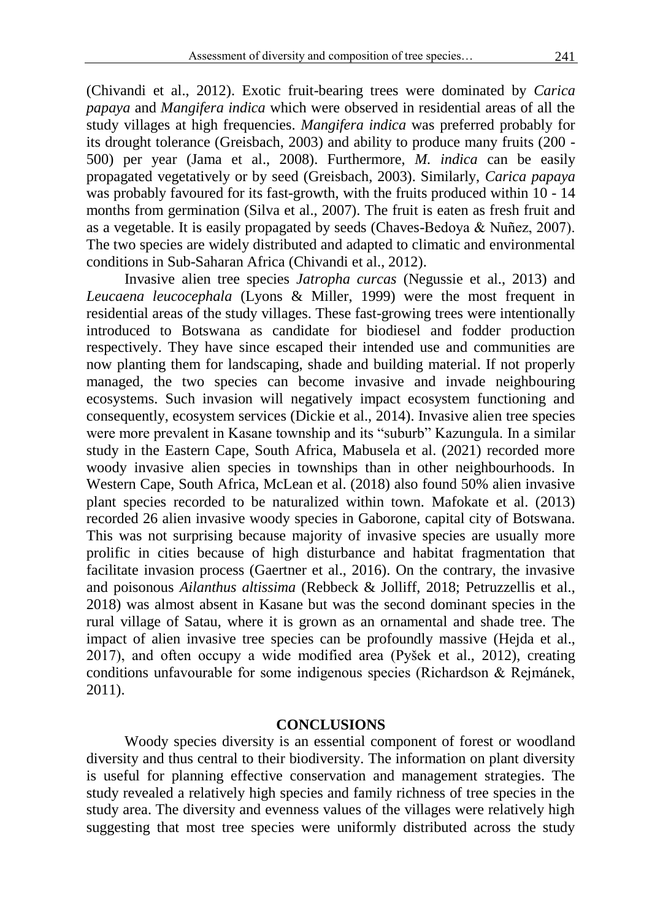(Chivandi et al., 2012). Exotic fruit-bearing trees were dominated by *Carica papaya* and *Mangifera indica* which were observed in residential areas of all the study villages at high frequencies. *Mangifera indica* was preferred probably for its drought tolerance (Greisbach, 2003) and ability to produce many fruits (200 - 500) per year (Jama et al., 2008). Furthermore, *M. indica* can be easily propagated vegetatively or by seed (Greisbach, 2003). Similarly, *Carica papaya* was probably favoured for its fast-growth, with the fruits produced within 10 - 14 months from germination (Silva et al., 2007). The fruit is eaten as fresh fruit and as a vegetable. It is easily propagated by seeds (Chaves-Bedoya & Nuñez, 2007). The two species are widely distributed and adapted to climatic and environmental conditions in Sub-Saharan Africa (Chivandi et al., 2012).

Invasive alien tree species *Jatropha curcas* (Negussie et al., 2013) and *Leucaena leucocephala* (Lyons & Miller, 1999) were the most frequent in residential areas of the study villages. These fast-growing trees were intentionally introduced to Botswana as candidate for biodiesel and fodder production respectively. They have since escaped their intended use and communities are now planting them for landscaping, shade and building material. If not properly managed, the two species can become invasive and invade neighbouring ecosystems. Such invasion will negatively impact ecosystem functioning and consequently, ecosystem services (Dickie et al., 2014). Invasive alien tree species were more prevalent in Kasane township and its "suburb" Kazungula. In a similar study in the Eastern Cape, South Africa, Mabusela et al. (2021) recorded more woody invasive alien species in townships than in other neighbourhoods. In Western Cape, South Africa, McLean et al. (2018) also found 50% alien invasive plant species recorded to be naturalized within town. Mafokate et al. (2013) recorded 26 alien invasive woody species in Gaborone, capital city of Botswana. This was not surprising because majority of invasive species are usually more prolific in cities because of high disturbance and habitat fragmentation that facilitate invasion process (Gaertner et al., 2016). On the contrary, the invasive and poisonous *Ailanthus altissima* (Rebbeck & Jolliff, 2018; Petruzzellis et al., 2018) was almost absent in Kasane but was the second dominant species in the rural village of Satau, where it is grown as an ornamental and shade tree. The impact of alien invasive tree species can be profoundly massive (Hejda et al., 2017), and often occupy a wide modified area (Pyšek et al., 2012), creating conditions unfavourable for some indigenous species (Richardson & Rejmánek, 2011).

## CONCLUSIONS

Woody species diversity is an essential component of forest or woodland diversity and thus central to their biodiversity. The information on plant diversity is useful for planning effective conservation and management strategies. The study revealed a relatively high species and family richness of tree species in the study area. The diversity and evenness values of the villages were relatively high suggesting that most tree species were uniformly distributed across the study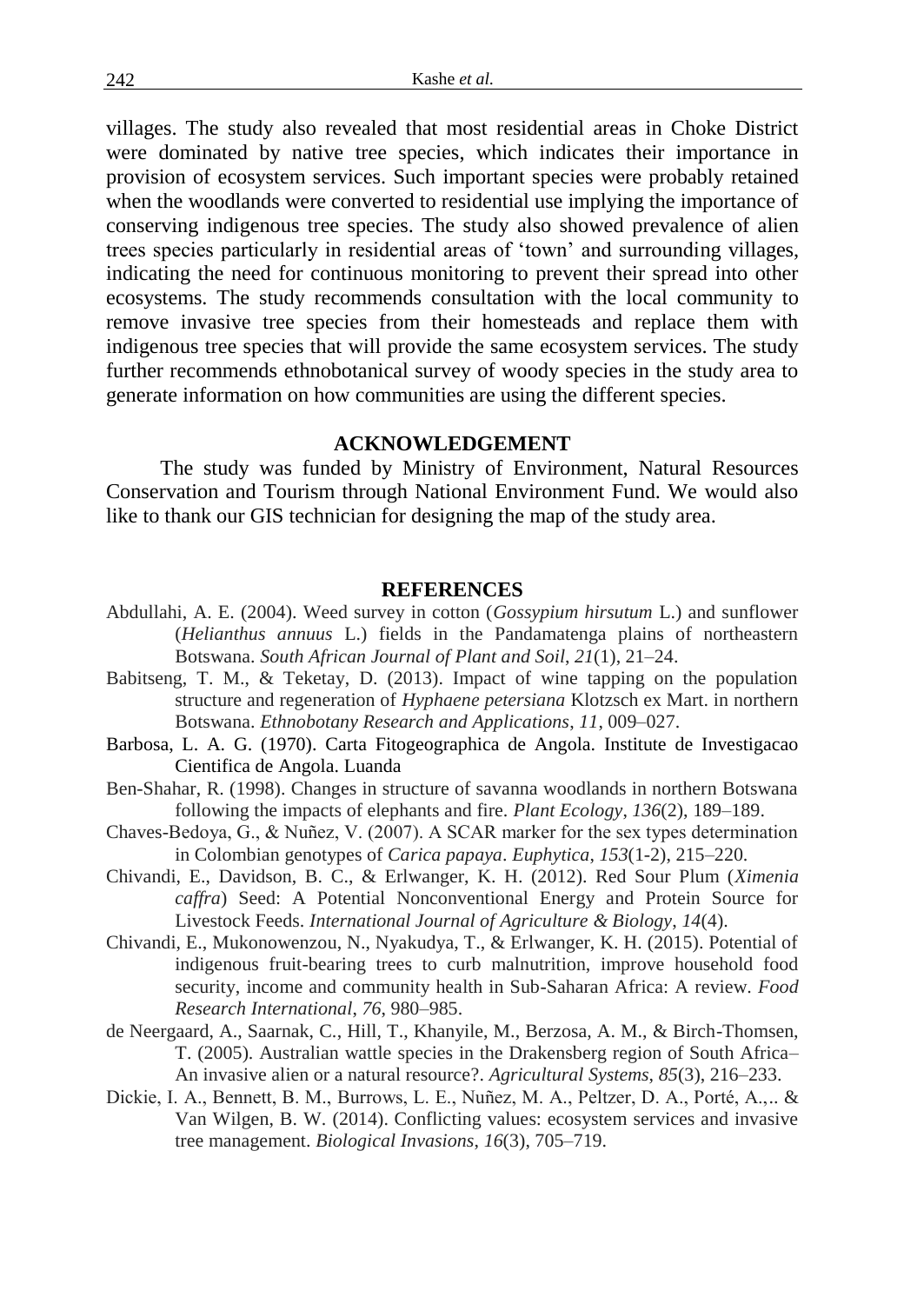villages. The study also revealed that most residential areas in Choke District were dominated by native tree species, which indicates their importance in provision of ecosystem services. Such important species were probably retained when the woodlands were converted to residential use implying the importance of conserving indigenous tree species. The study also showed prevalence of alien trees species particularly in residential areas of 'town' and surrounding villages, indicating the need for continuous monitoring to prevent their spread into other ecosystems. The study recommends consultation with the local community to remove invasive tree species from their homesteads and replace them with indigenous tree species that will provide the same ecosystem services. The study further recommends ethnobotanical survey of woody species in the study area to generate information on how communities are using the different species.

## ACKNOWLEDGEMENT

The study was funded by Ministry of Environment, Natural Resources Conservation and Tourism through National Environment Fund. We would also like to thank our GIS technician for designing the map of the study area.

## REFERENCES

Abdullahi, A. E. (2004). Weed survey in cotton (*Gossypium hirsutum* L.) and sunflower (*Helianthus annuus* L.) fields in the Pandamatenga plains of northeastern Botswana. *South African Journal of Plant and Soil*, *21*(1), 21–24.

Babitseng, T. M., & Teketay, D. (2013). Impact of wine tapping on the population structure and regeneration of *Hyphaene petersiana* Klotzsch ex Mart. in northern Botswana. *Ethnobotany Research and Applications*, *11*, 009–027.

Barbosa, L. A. G. (1970). Carta Fitogeographica de Angola. Institute de Investigacao Cientifica de Angola. Luanda

Ben-Shahar, R. (1998). Changes in structure of savanna woodlands in northern Botswana following the impacts of elephants and fire. *Plant Ecology*, *136*(2), 189–189.

Chaves-Bedoya, G., & Nuñez, V. (2007). A SCAR marker for the sex types determination in Colombian genotypes of *Carica papaya*. *Euphytica*, *153*(1-2), 215–220.

Chivandi, E., Davidson, B. C., & Erlwanger, K. H. (2012). Red Sour Plum (*Ximenia caffra*) Seed: A Potential Nonconventional Energy and Protein Source for Livestock Feeds. *International Journal of Agriculture & Biology*, *14*(4).

Chivandi, E., Mukonowenzou, N., Nyakudya, T., & Erlwanger, K. H. (2015). Potential of indigenous fruit-bearing trees to curb malnutrition, improve household food security, income and community health in Sub-Saharan Africa: A review. *Food Research International*, *76*, 980–985.

de Neergaard, A., Saarnak, C., Hill, T., Khanyile, M., Berzosa, A. M., & Birch-Thomsen, T. (2005). Australian wattle species in the Drakensberg region of South Africa–An invasive alien or a natural resource?. *Agricultural Systems*, *85*(3), 216–233.

Dickie, I. A., Bennett, B. M., Burrows, L. E., Nuñez, M. A., Peltzer, D. A., Porté, A.,.. & Van Wilgen, B. W. (2014). Conflicting values: ecosystem services and invasive tree management. *Biological Invasions*, *16*(3), 705–719.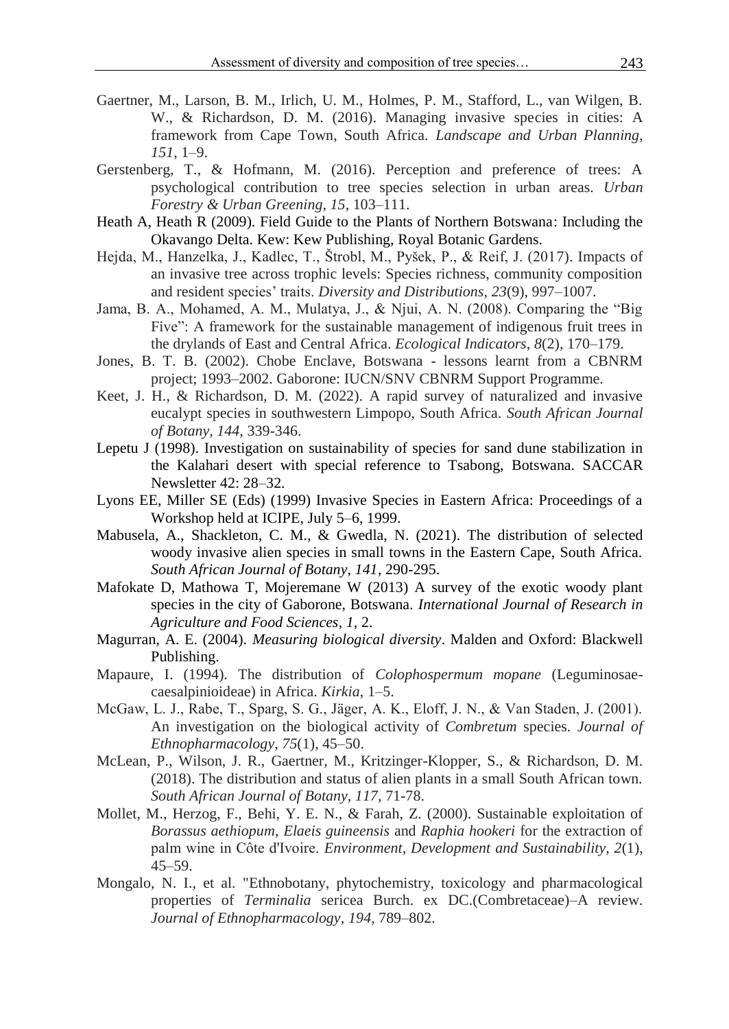Gaertner, M., Larson, B. M., Irlich, U. M., Holmes, P. M., Stafford, L., van Wilgen, B. W., & Richardson, D. M. (2016). Managing invasive species in cities: A framework from Cape Town, South Africa. *Landscape and Urban Planning*, *151*, 1–9.

Gerstenberg, T., & Hofmann, M. (2016). Perception and preference of trees: A psychological contribution to tree species selection in urban areas. *Urban Forestry & Urban Greening*, *15*, 103–111.

Heath A, Heath R (2009). Field Guide to the Plants of Northern Botswana: Including the Okavango Delta. Kew: Kew Publishing, Royal Botanic Gardens.

Hejda, M., Hanzelka, J., Kadlec, T., Štrobl, M., Pyšek, P., & Reif, J. (2017). Impacts of an invasive tree across trophic levels: Species richness, community composition and resident species' traits. *Diversity and Distributions*, *23*(9), 997–1007.

Jama, B. A., Mohamed, A. M., Mulatya, J., & Njui, A. N. (2008). Comparing the "Big Five": A framework for the sustainable management of indigenous fruit trees in the drylands of East and Central Africa. *Ecological Indicators*, *8*(2), 170–179.

Jones, B. T. B. (2002). Chobe Enclave, Botswana - lessons learnt from a CBNRM project; 1993–2002. Gaborone: IUCN/SNV CBNRM Support Programme.

Keet, J. H., & Richardson, D. M. (2022). A rapid survey of naturalized and invasive eucalypt species in southwestern Limpopo, South Africa. *South African Journal of Botany*, *144*, 339-346.

Lepetu J (1998). Investigation on sustainability of species for sand dune stabilization in the Kalahari desert with special reference to Tsabong, Botswana. SACCAR Newsletter 42: 28–32.

Lyons EE, Miller SE (Eds) (1999) Invasive Species in Eastern Africa: Proceedings of a Workshop held at ICIPE, July 5–6, 1999.

Mabusela, A., Shackleton, C. M., & Gwedla, N. (2021). The distribution of selected woody invasive alien species in small towns in the Eastern Cape, South Africa. *South African Journal of Botany*, *141*, 290-295.

Mafokate D, Mathowa T, Mojeremane W (2013) A survey of the exotic woody plant species in the city of Gaborone, Botswana. *International Journal of Research in Agriculture and Food Sciences*, *1*, 2.

Magurran, A. E. (2004). *Measuring biological diversity*. Malden and Oxford: Blackwell Publishing.

Mapaure, I. (1994). The distribution of *Colophospermum mopane* (Leguminosae-caesalpinioideae) in Africa. *Kirkia*, 1–5.

McGaw, L. J., Rabe, T., Sparg, S. G., Jäger, A. K., Eloff, J. N., & Van Staden, J. (2001). An investigation on the biological activity of *Combretum* species. *Journal of Ethnopharmacology*, *75*(1), 45–50.

McLean, P., Wilson, J. R., Gaertner, M., Kritzinger-Klopper, S., & Richardson, D. M. (2018). The distribution and status of alien plants in a small South African town. *South African Journal of Botany*, *117*, 71-78.

Mollet, M., Herzog, F., Behi, Y. E. N., & Farah, Z. (2000). Sustainable exploitation of *Borassus aethiopum*, *Elaeis guineensis* and *Raphia hookeri* for the extraction of palm wine in Côte d'Ivoire. *Environment, Development and Sustainability*, *2*(1), 45–59.

Mongalo, N. I., et al. "Ethnobotany, phytochemistry, toxicology and pharmacological properties of *Terminalia* sericea Burch. ex DC.(Combretaceae)–A review. *Journal of Ethnopharmacology*, *194*, 789–802.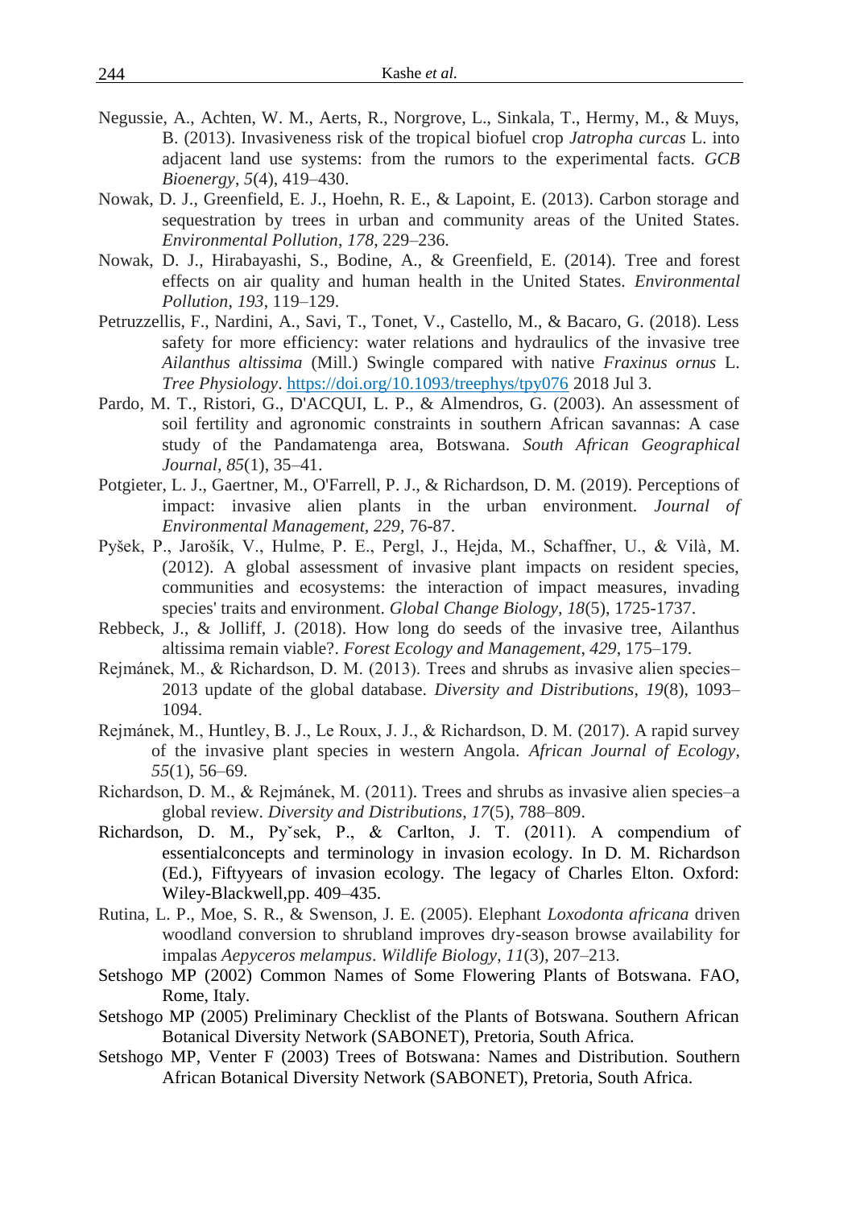Negussie, A., Achten, W. M., Aerts, R., Norgrove, L., Sinkala, T., Hermy, M., & Muys, B. (2013). Invasiveness risk of the tropical biofuel crop *Jatropha curcas* L. into adjacent land use systems: from the rumors to the experimental facts. *GCB Bioenergy*, *5*(4), 419–430.

Nowak, D. J., Greenfield, E. J., Hoehn, R. E., & Lapoint, E. (2013). Carbon storage and sequestration by trees in urban and community areas of the United States. *Environmental Pollution*, *178*, 229–236.

Nowak, D. J., Hirabayashi, S., Bodine, A., & Greenfield, E. (2014). Tree and forest effects on air quality and human health in the United States. *Environmental Pollution*, *193*, 119–129.

Petruzzellis, F., Nardini, A., Savi, T., Tonet, V., Castello, M., & Bacaro, G. (2018). Less safety for more efficiency: water relations and hydraulics of the invasive tree *Ailanthus altissima* (Mill.) Swingle compared with native *Fraxinus ornus* L. *Tree Physiology*. https://doi.org/10.1093/treephys/tpy076 2018 Jul 3.

Pardo, M. T., Ristori, G., D'ACQUI, L. P., & Almendros, G. (2003). An assessment of soil fertility and agronomic constraints in southern African savannas: A case study of the Pandamatenga area, Botswana. *South African Geographical Journal*, *85*(1), 35–41.

Potgieter, L. J., Gaertner, M., O'Farrell, P. J., & Richardson, D. M. (2019). Perceptions of impact: invasive alien plants in the urban environment. *Journal of Environmental Management*, *229*, 76-87.

Pyšek, P., Jarošík, V., Hulme, P. E., Pergl, J., Hejda, M., Schaffner, U., & Vilà, M. (2012). A global assessment of invasive plant impacts on resident species, communities and ecosystems: the interaction of impact measures, invading species' traits and environment. *Global Change Biology*, *18*(5), 1725-1737.

Rebbeck, J., & Jolliff, J. (2018). How long do seeds of the invasive tree, Ailanthus altissima remain viable?. *Forest Ecology and Management*, *429*, 175–179.

Rejmánek, M., & Richardson, D. M. (2013). Trees and shrubs as invasive alien species–2013 update of the global database. *Diversity and Distributions*, *19*(8), 1093–1094.

Rejmánek, M., Huntley, B. J., Le Roux, J. J., & Richardson, D. M. (2017). A rapid survey of the invasive plant species in western Angola. *African Journal of Ecology*, *55*(1), 56–69.

Richardson, D. M., & Rejmánek, M. (2011). Trees and shrubs as invasive alien species–a global review. *Diversity and Distributions*, *17*(5), 788–809.

Richardson, D. M., Pyˇsek, P., & Carlton, J. T. (2011). A compendium of essentialconcepts and terminology in invasion ecology. In D. M. Richardson (Ed.), Fiftyyears of invasion ecology. The legacy of Charles Elton. Oxford: Wiley-Blackwell,pp. 409–435.

Rutina, L. P., Moe, S. R., & Swenson, J. E. (2005). Elephant *Loxodonta africana* driven woodland conversion to shrubland improves dry-season browse availability for impalas *Aepyceros melampus*. *Wildlife Biology*, *11*(3), 207–213.

Setshogo MP (2002) Common Names of Some Flowering Plants of Botswana. FAO, Rome, Italy.

Setshogo MP (2005) Preliminary Checklist of the Plants of Botswana. Southern African Botanical Diversity Network (SABONET), Pretoria, South Africa.

Setshogo MP, Venter F (2003) Trees of Botswana: Names and Distribution. Southern African Botanical Diversity Network (SABONET), Pretoria, South Africa.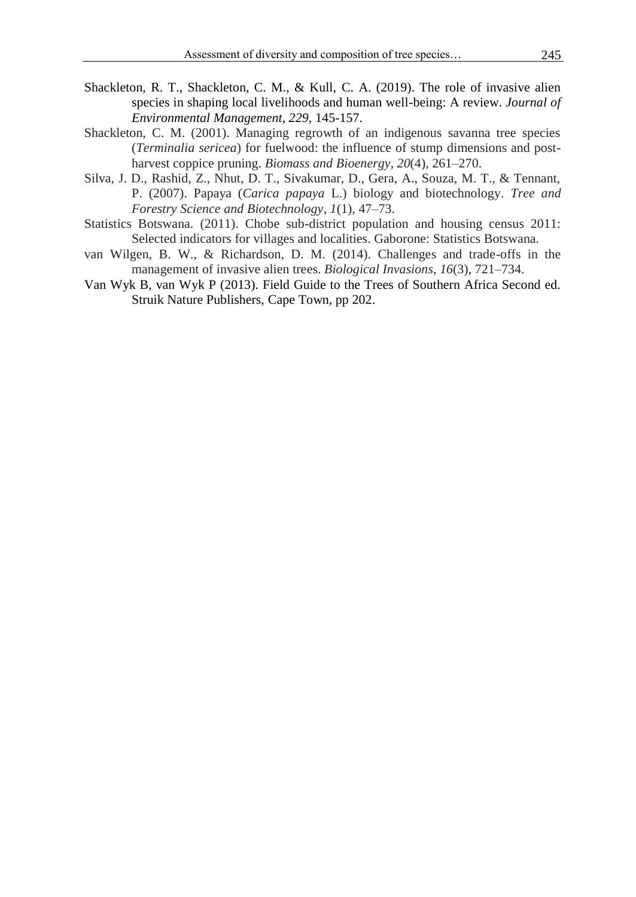Shackleton, R. T., Shackleton, C. M., & Kull, C. A. (2019). The role of invasive alien species in shaping local livelihoods and human well-being: A review. *Journal of Environmental Management*, *229*, 145-157.

Shackleton, C. M. (2001). Managing regrowth of an indigenous savanna tree species (*Terminalia sericea*) for fuelwood: the influence of stump dimensions and post-harvest coppice pruning. *Biomass and Bioenergy*, *20*(4), 261–270.

Silva, J. D., Rashid, Z., Nhut, D. T., Sivakumar, D., Gera, A., Souza, M. T., & Tennant, P. (2007). Papaya (*Carica papaya* L.) biology and biotechnology. *Tree and Forestry Science and Biotechnology*, *1*(1), 47–73.

Statistics Botswana. (2011). Chobe sub-district population and housing census 2011: Selected indicators for villages and localities. Gaborone: Statistics Botswana.

van Wilgen, B. W., & Richardson, D. M. (2014). Challenges and trade-offs in the management of invasive alien trees. *Biological Invasions*, *16*(3), 721–734.

Van Wyk B, van Wyk P (2013). Field Guide to the Trees of Southern Africa Second ed. Struik Nature Publishers, Cape Town, pp 202.